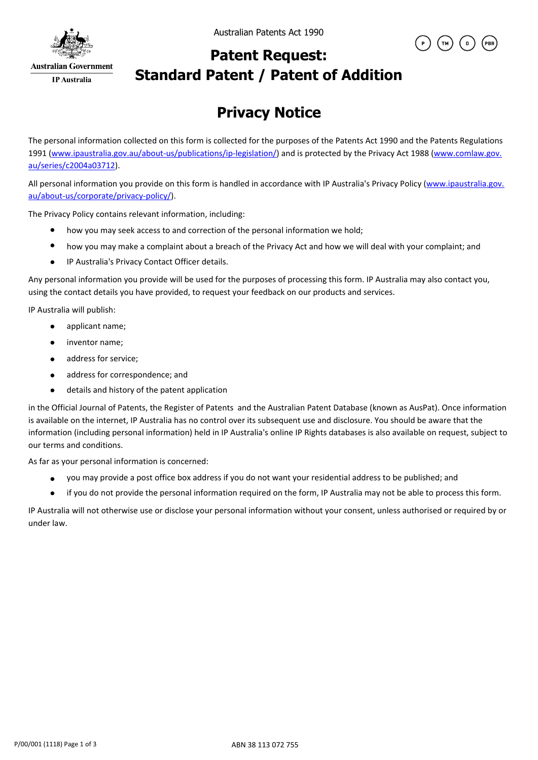Australian Government

IP Australia

Australian Patents Act 1990

P TM D PBR

# Patent Request: Standard Patent / Patent of Addition

## Privacy Notice

The personal information collected on this form is collected for the purposes of the Patents Act 1990 and the Patents Regulations 1991 (www.ipaustralia.gov.au/about-us/publications/ip-legislation/) and is protected by the Privacy Act 1988 (www.comlaw.gov.au/series/c2004a03712).

All personal information you provide on this form is handled in accordance with IP Australia's Privacy Policy (www.ipaustralia.gov.au/about-us/corporate/privacy-policy/).

The Privacy Policy contains relevant information, including:

- how you may seek access to and correction of the personal information we hold;
- how you may make a complaint about a breach of the Privacy Act and how we will deal with your complaint; and
- IP Australia's Privacy Contact Officer details.

Any personal information you provide will be used for the purposes of processing this form. IP Australia may also contact you, using the contact details you have provided, to request your feedback on our products and services.

IP Australia will publish:

- applicant name;
- inventor name;
- address for service;
- address for correspondence; and
- details and history of the patent application

in the Official Journal of Patents, the Register of Patents and the Australian Patent Database (known as AusPat). Once information is available on the internet, IP Australia has no control over its subsequent use and disclosure. You should be aware that the information (including personal information) held in IP Australia's online IP Rights databases is also available on request, subject to our terms and conditions.

As far as your personal information is concerned:

- you may provide a post office box address if you do not want your residential address to be published; and
- if you do not provide the personal information required on the form, IP Australia may not be able to process this form.

IP Australia will not otherwise use or disclose your personal information without your consent, unless authorised or required by or under law.

P/00/001 (1118)

ABN 38 113 072 755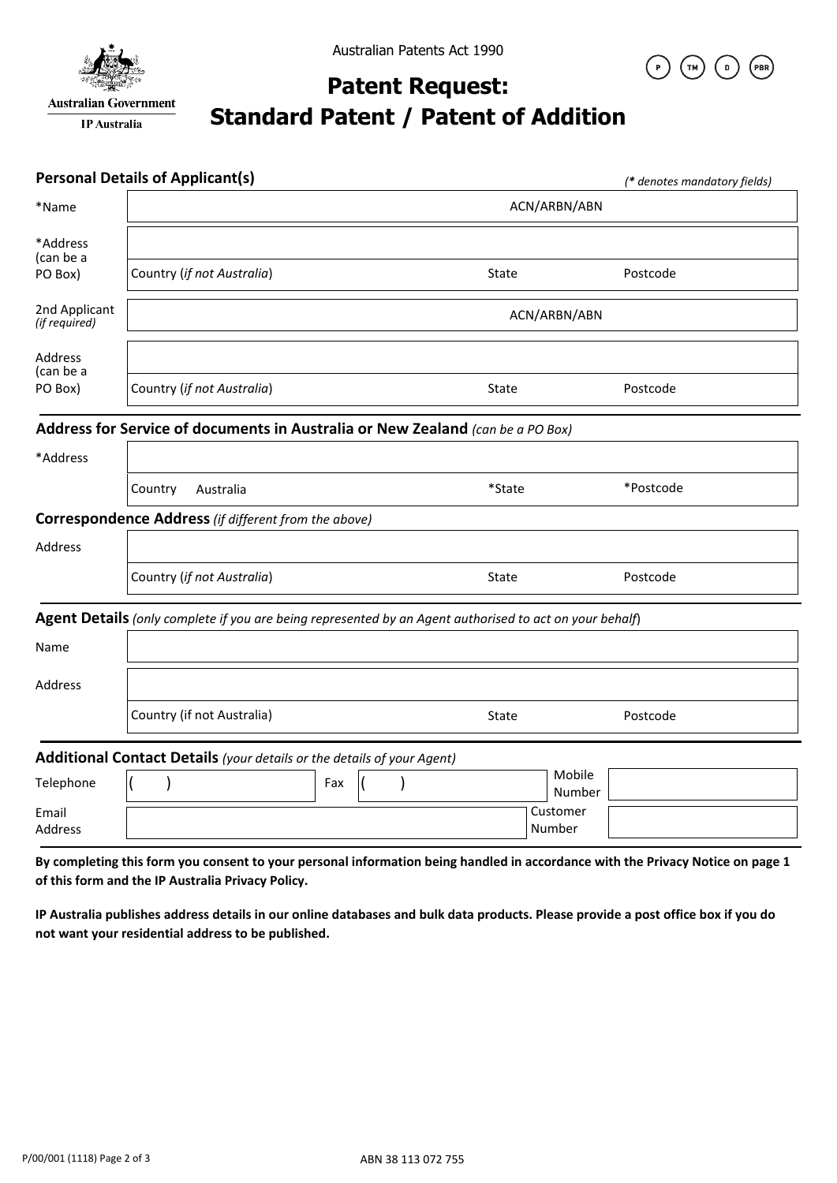Australian Government

IP Australia

Australian Patents Act 1990

P TM D PBR

# Patent Request: Standard Patent / Patent of Addition

## Personal Details of Applicant(s)

*(\* denotes mandatory fields)*

| | | | |
|---|---|---|---|
| *Name | | ACN/ARBN/ABN | |
| *Address (can be a PO Box) | | | |
| | Country (*if not Australia*) | State | Postcode |
| 2nd Applicant *(if required)* | | ACN/ARBN/ABN | |
| Address (can be a PO Box) | | | |
| | Country (*if not Australia*) | State | Postcode |

## Address for Service of documents in Australia or New Zealand *(can be a PO Box)*

| | | | |
|---|---|---|---|
| *Address | | | |
| | Country Australia | *State | *Postcode |

## Correspondence Address *(if different from the above)*

| | | | |
|---|---|---|---|
| Address | | | |
| | Country (*if not Australia*) | State | Postcode |

## Agent Details *(only complete if you are being represented by an Agent authorised to act on your behalf)*

| | | | |
|---|---|---|---|
| Name | | | |
| Address | | | |
| | Country (if not Australia) | State | Postcode |

## Additional Contact Details *(your details or the details of your Agent)*

| | | | | | |
|---|---|---|---|---|---|
| Telephone | ( ) | Fax | ( ) | Mobile Number | |
| Email Address | | | | Customer Number | |

**By completing this form you consent to your personal information being handled in accordance with the Privacy Notice on page 1 of this form and the IP Australia Privacy Policy.**

**IP Australia publishes address details in our online databases and bulk data products. Please provide a post office box if you do not want your residential address to be published.**

P/00/001 (1118) Page 2 of 3

ABN 38 113 072 755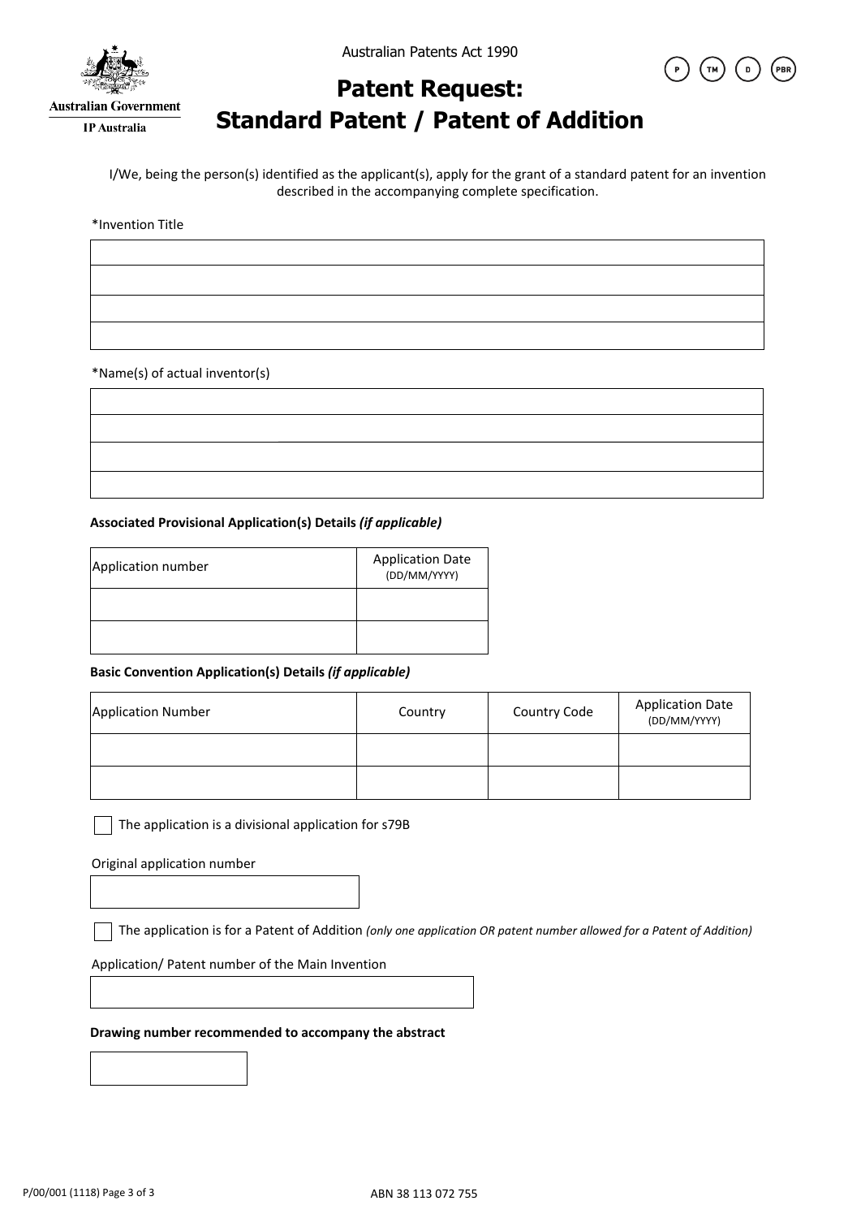Australian Government

IP Australia

Australian Patents Act 1990

P TM D PBR

# Patent Request: Standard Patent / Patent of Addition

I/We, being the person(s) identified as the applicant(s), apply for the grant of a standard patent for an invention described in the accompanying complete specification.

*Invention Title

| |
|---|
| |
| |
| |
| |

*Name(s) of actual inventor(s)

| |
|---|
| |
| |
| |
| |

**Associated Provisional Application(s) Details *(if applicable)***

| Application number | Application Date (DD/MM/YYYY) |
|---|---|
| | |
| | |

**Basic Convention Application(s) Details *(if applicable)***

| Application Number | Country | Country Code | Application Date (DD/MM/YYYY) |
|---|---|---|---|
| | | | |
| | | | |

☐ The application is a divisional application for s79B

Original application number

| |
|---|
| |

☐ The application is for a Patent of Addition *(only one application OR patent number allowed for a Patent of Addition)*

Application/ Patent number of the Main Invention

| |
|---|
| |

**Drawing number recommended to accompany the abstract**

| |
|---|
| |

P/00/001 (1118)

ABN 38 113 072 755